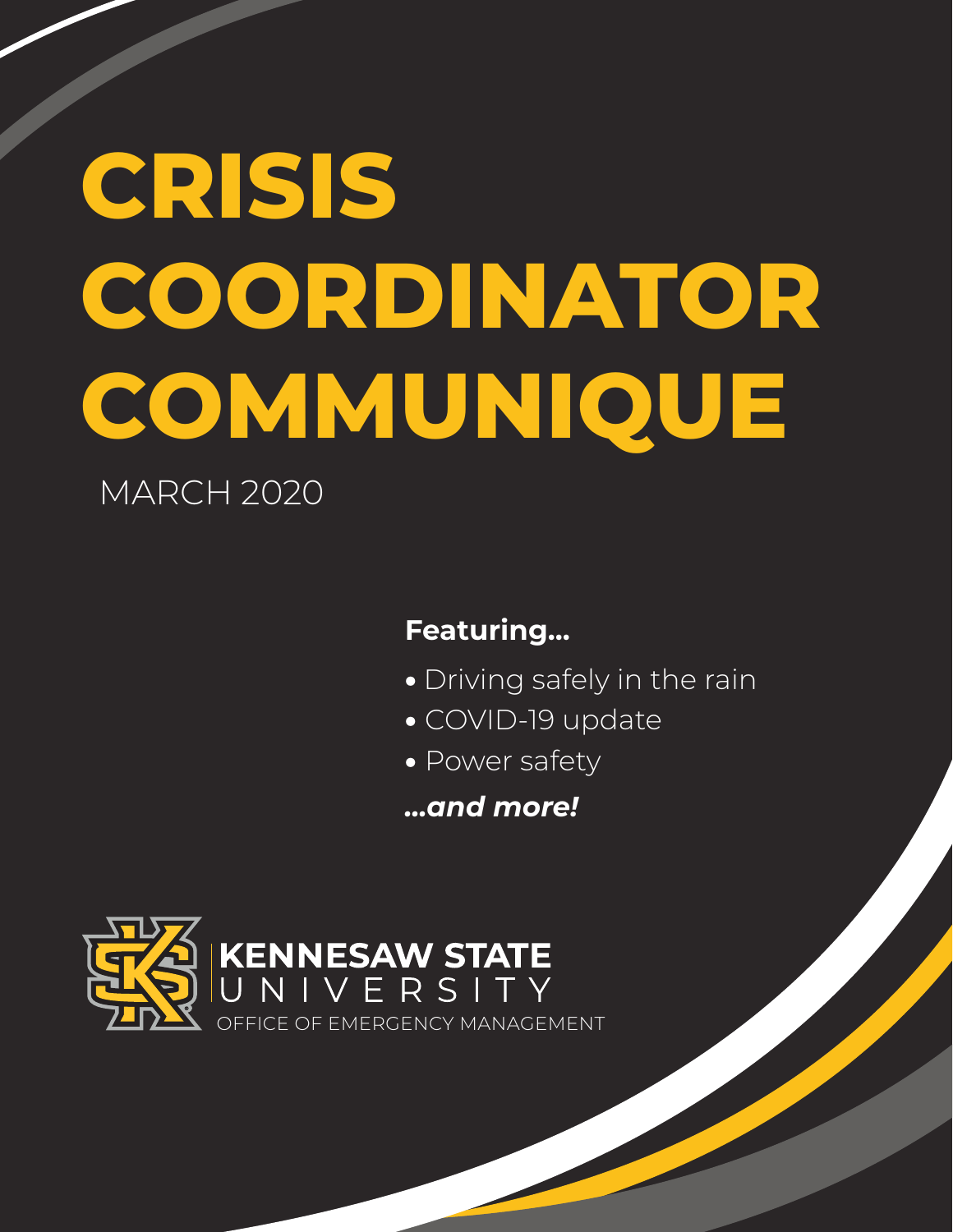# CRISIS COORDINATOR COMMUNIQUE

MARCH 2020

**Featuring...**

- Driving safely in the rain
- COVID-19 update
- Power safety

***...and more!***

**KENNESAW STATE**
UNIVERSITY
OFFICE OF EMERGENCY MANAGEMENT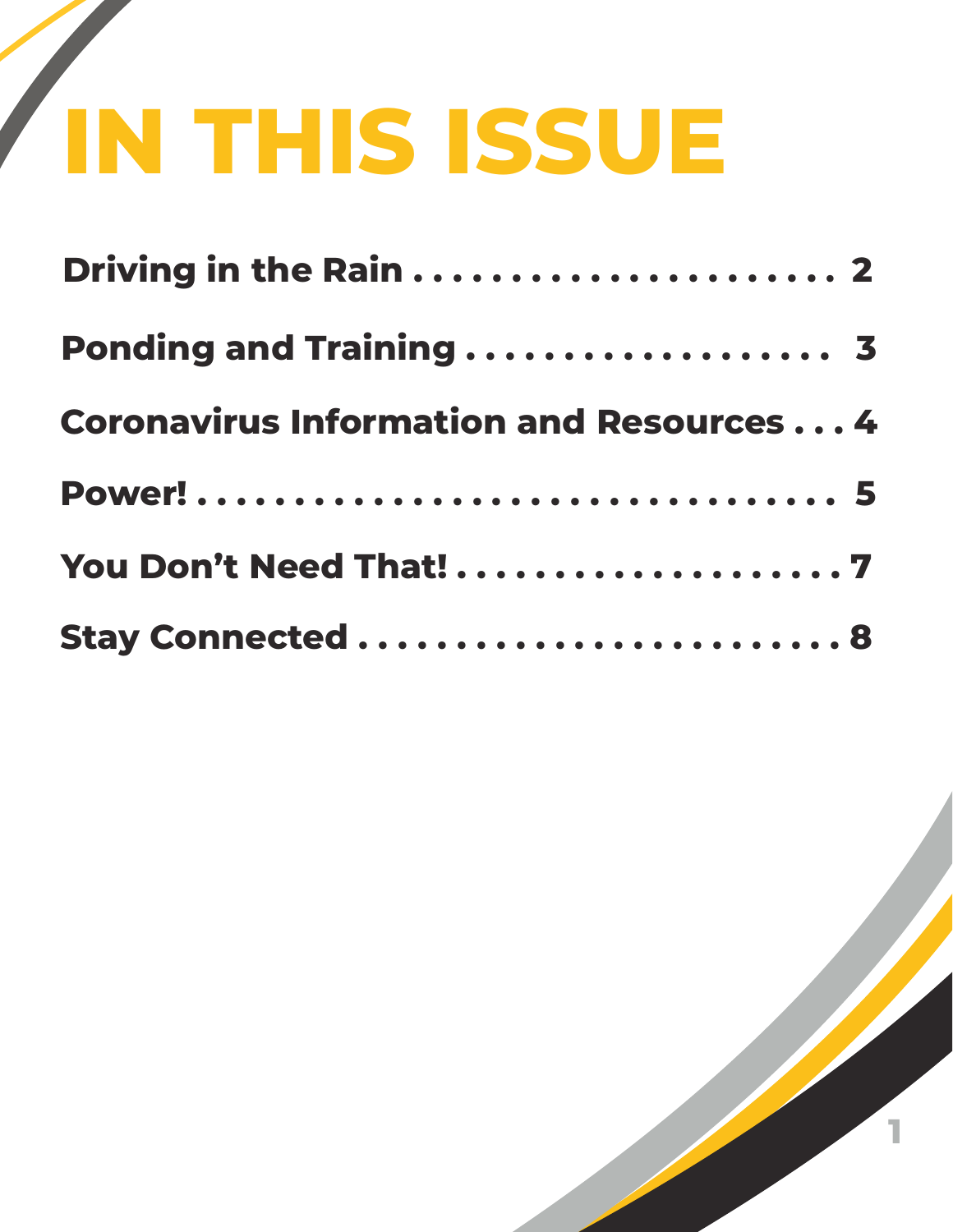# IN THIS ISSUE

**Driving in the Rain . . . . . . . . . . . . . . . . . . . . . . . . 2**

**Ponding and Training . . . . . . . . . . . . . . . . . . . . 3**

**Coronavirus Information and Resources . . . 4**

**Power! . . . . . . . . . . . . . . . . . . . . . . . . . . . . . . . . . 5**

**You Don't Need That! . . . . . . . . . . . . . . . . . . . . . 7**

**Stay Connected . . . . . . . . . . . . . . . . . . . . . . . . . 8**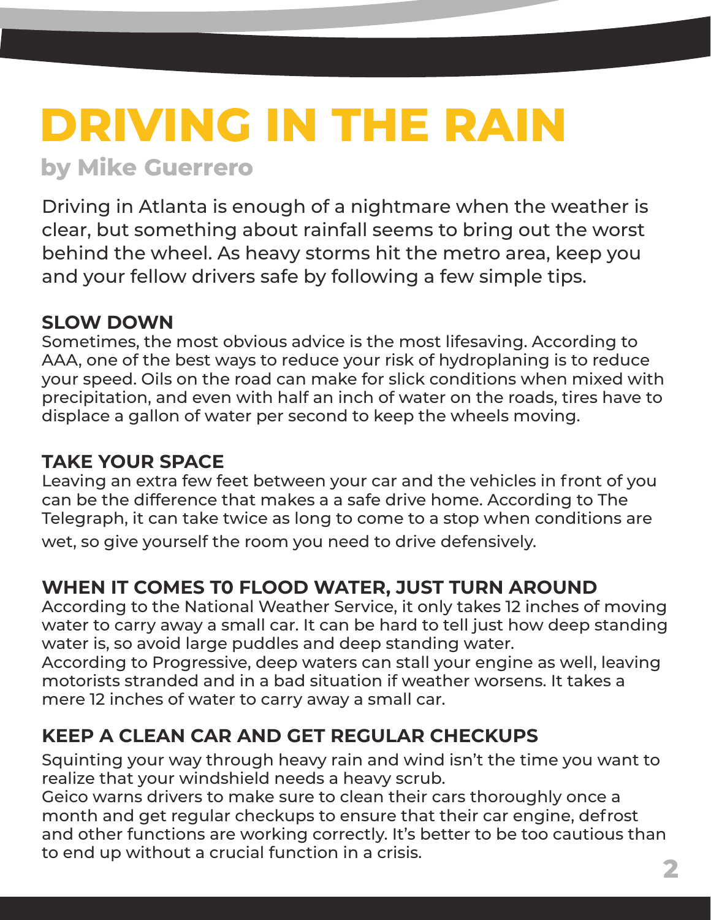# DRIVING IN THE RAIN

**by Mike Guerrero**

Driving in Atlanta is enough of a nightmare when the weather is clear, but something about rainfall seems to bring out the worst behind the wheel. As heavy storms hit the metro area, keep you and your fellow drivers safe by following a few simple tips.

## SLOW DOWN

Sometimes, the most obvious advice is the most lifesaving. According to AAA, one of the best ways to reduce your risk of hydroplaning is to reduce your speed. Oils on the road can make for slick conditions when mixed with precipitation, and even with half an inch of water on the roads, tires have to displace a gallon of water per second to keep the wheels moving.

## TAKE YOUR SPACE

Leaving an extra few feet between your car and the vehicles in front of you can be the difference that makes a a safe drive home. According to The Telegraph, it can take twice as long to come to a stop when conditions are wet, so give yourself the room you need to drive defensively.

## WHEN IT COMES T0 FLOOD WATER, JUST TURN AROUND

According to the National Weather Service, it only takes 12 inches of moving water to carry away a small car. It can be hard to tell just how deep standing water is, so avoid large puddles and deep standing water.
According to Progressive, deep waters can stall your engine as well, leaving motorists stranded and in a bad situation if weather worsens. It takes a mere 12 inches of water to carry away a small car.

## KEEP A CLEAN CAR AND GET REGULAR CHECKUPS

Squinting your way through heavy rain and wind isn't the time you want to realize that your windshield needs a heavy scrub.
Geico warns drivers to make sure to clean their cars thoroughly once a month and get regular checkups to ensure that their car engine, defrost and other functions are working correctly. It's better to be too cautious than to end up without a crucial function in a crisis.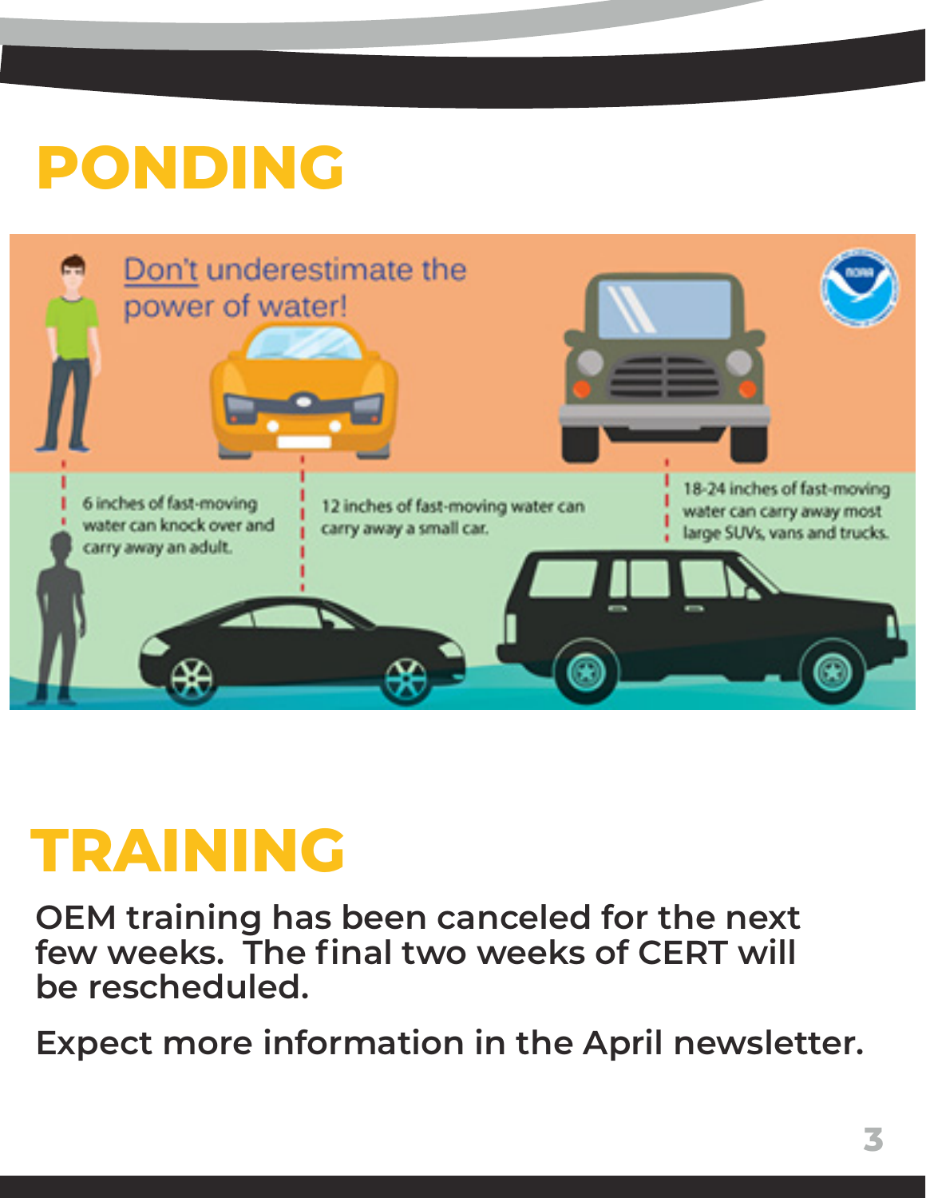# PONDING

Don't underestimate the power of water!

6 inches of fast-moving water can knock over and carry away an adult.

12 inches of fast-moving water can carry away a small car.

18-24 inches of fast-moving water can carry away most large SUVs, vans and trucks.

# TRAINING

**OEM training has been canceled for the next few weeks. The final two weeks of CERT will be rescheduled.**

**Expect more information in the April newsletter.**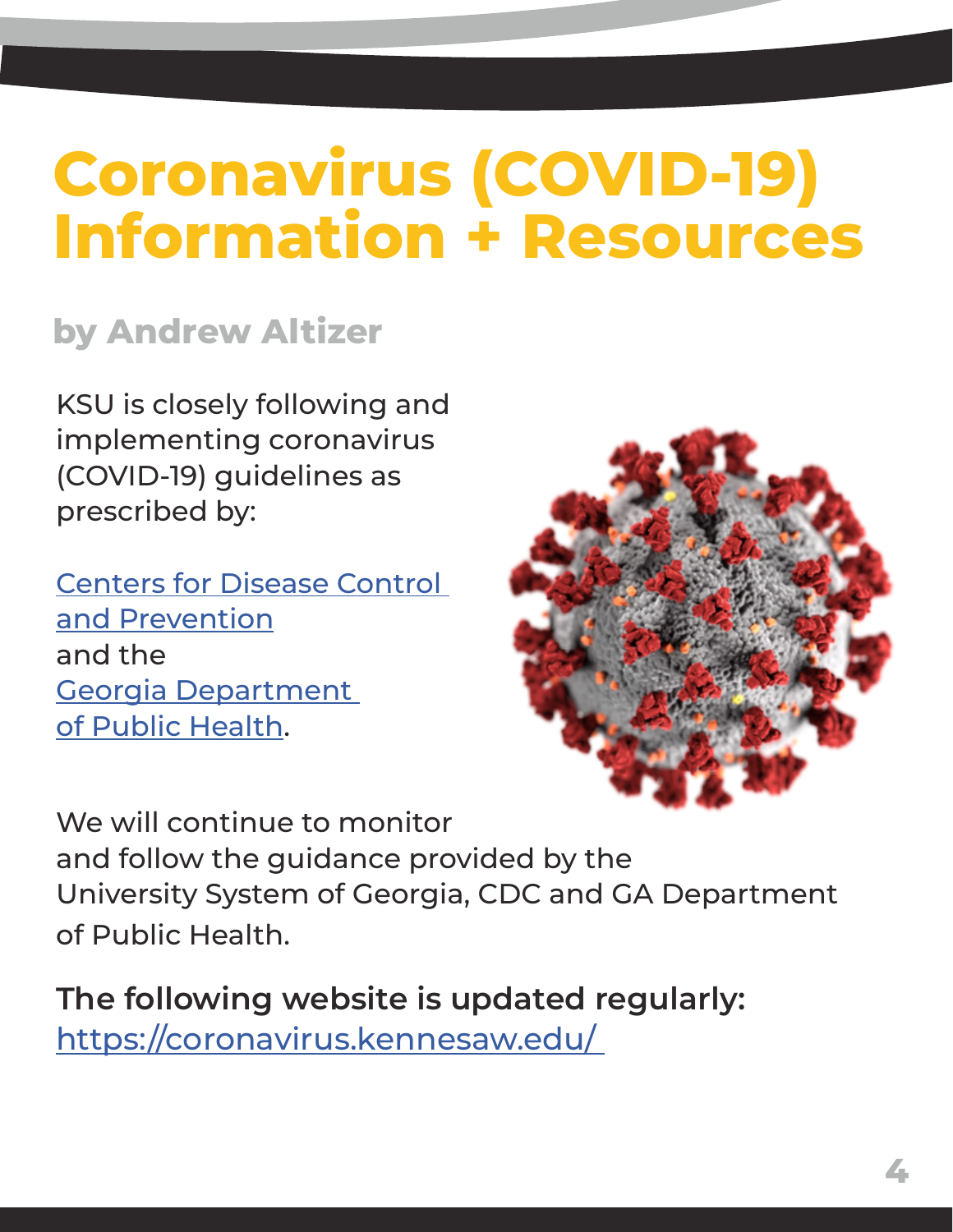# Coronavirus (COVID-19) Information + Resources

**by Andrew Altizer**

KSU is closely following and implementing coronavirus (COVID-19) guidelines as prescribed by:

Centers for Disease Control and Prevention and the Georgia Department of Public Health.

We will continue to monitor and follow the guidance provided by the University System of Georgia, CDC and GA Department of Public Health.

**The following website is updated regularly:**
https://coronavirus.kennesaw.edu/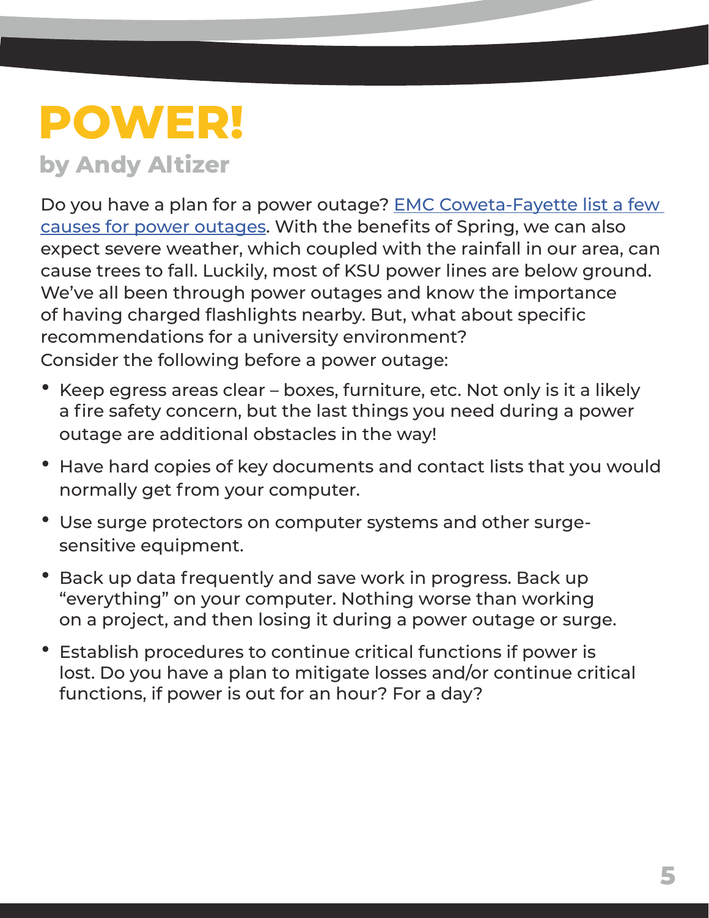# POWER!

## by Andy Altizer

Do you have a plan for a power outage? [EMC Coweta-Fayette list a few causes for power outages](). With the benefits of Spring, we can also expect severe weather, which coupled with the rainfall in our area, can cause trees to fall. Luckily, most of KSU power lines are below ground. We've all been through power outages and know the importance of having charged flashlights nearby. But, what about specific recommendations for a university environment?

Consider the following before a power outage:

- Keep egress areas clear – boxes, furniture, etc. Not only is it a likely a fire safety concern, but the last things you need during a power outage are additional obstacles in the way!
- Have hard copies of key documents and contact lists that you would normally get from your computer.
- Use surge protectors on computer systems and other surge-sensitive equipment.
- Back up data frequently and save work in progress. Back up "everything" on your computer. Nothing worse than working on a project, and then losing it during a power outage or surge.
- Establish procedures to continue critical functions if power is lost. Do you have a plan to mitigate losses and/or continue critical functions, if power is out for an hour? For a day?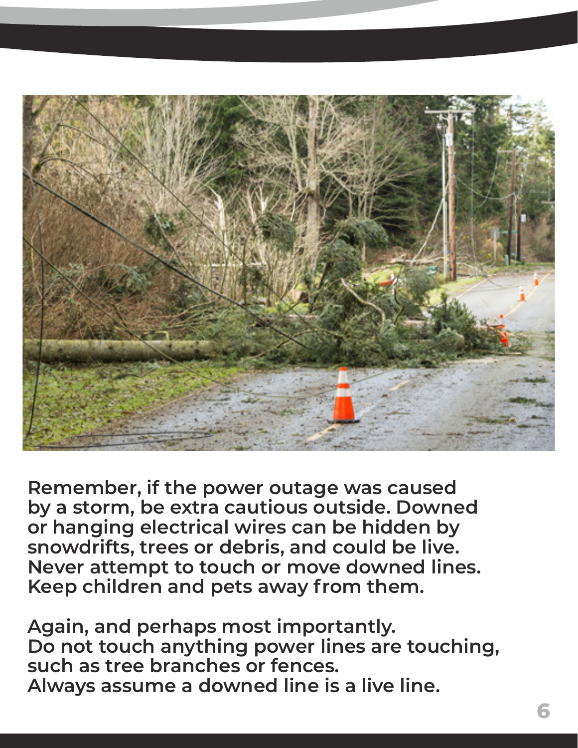Remember, if the power outage was caused by a storm, be extra cautious outside. Downed or hanging electrical wires can be hidden by snowdrifts, trees or debris, and could be live. Never attempt to touch or move downed lines. Keep children and pets away from them.

Again, and perhaps most importantly.
Do not touch anything power lines are touching, such as tree branches or fences.
Always assume a downed line is a live line.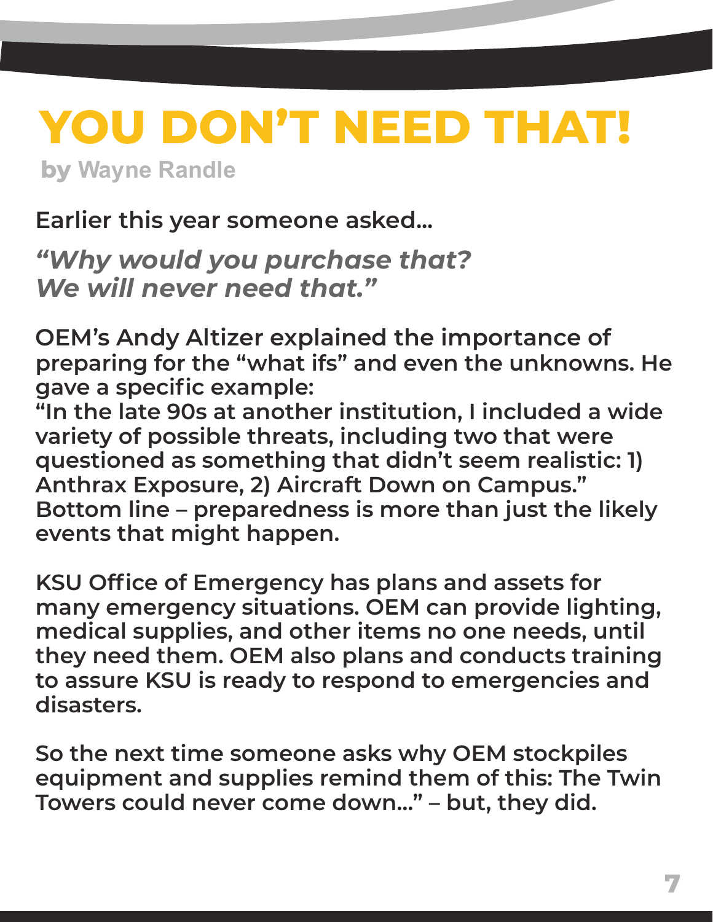# YOU DON'T NEED THAT!

**by Wayne Randle**

**Earlier this year someone asked...**

***"Why would you purchase that? We will never need that."***

**OEM's Andy Altizer explained the importance of preparing for the "what ifs" and even the unknowns. He gave a specific example:**
**"In the late 90s at another institution, I included a wide variety of possible threats, including two that were questioned as something that didn't seem realistic: 1) Anthrax Exposure, 2) Aircraft Down on Campus."**
**Bottom line – preparedness is more than just the likely events that might happen.**

**KSU Office of Emergency has plans and assets for many emergency situations. OEM can provide lighting, medical supplies, and other items no one needs, until they need them. OEM also plans and conducts training to assure KSU is ready to respond to emergencies and disasters.**

**So the next time someone asks why OEM stockpiles equipment and supplies remind them of this: The Twin Towers could never come down..." – but, they did.**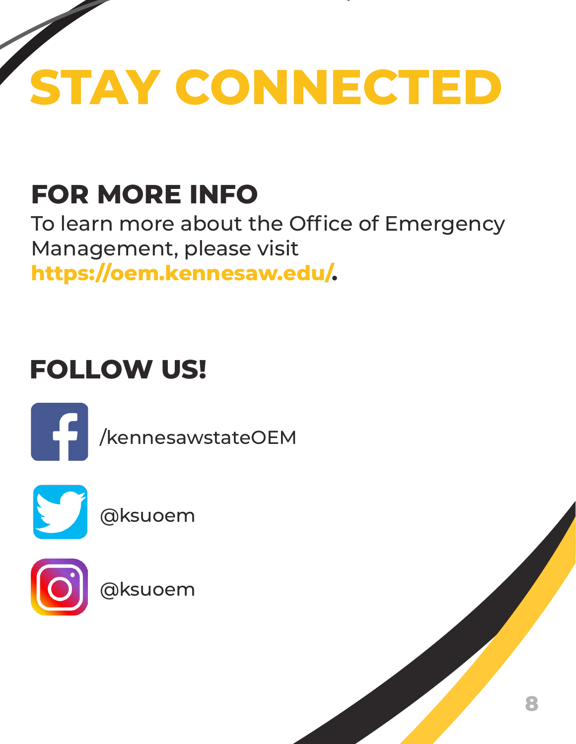# STAY CONNECTED

## FOR MORE INFO

To learn more about the Office of Emergency Management, please visit **https://oem.kennesaw.edu/**.

## FOLLOW US!

/kennesawstateOEM

@ksuoem

@ksuoem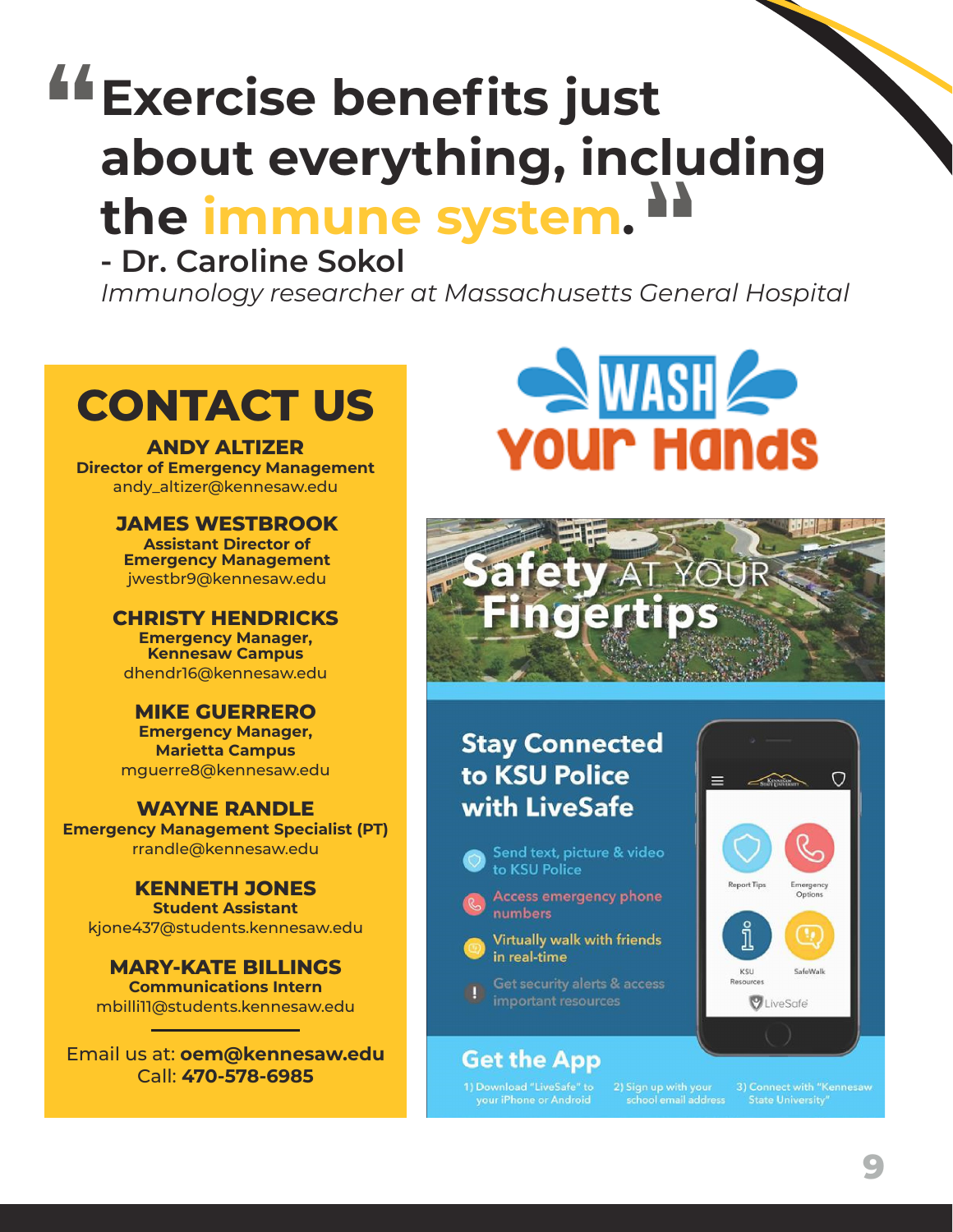# "Exercise benefits just about everything, including the immune system."

**- Dr. Caroline Sokol**

*Immunology researcher at Massachusetts General Hospital*

## CONTACT US

**ANDY ALTIZER**
**Director of Emergency Management**
andy_altizer@kennesaw.edu

**JAMES WESTBROOK**
**Assistant Director of Emergency Management**
jwestbr9@kennesaw.edu

**CHRISTY HENDRICKS**
**Emergency Manager, Kennesaw Campus**
dhendr16@kennesaw.edu

**MIKE GUERRERO**
**Emergency Manager, Marietta Campus**
mguerre8@kennesaw.edu

**WAYNE RANDLE**
**Emergency Management Specialist (PT)**
rrandle@kennesaw.edu

**KENNETH JONES**
**Student Assistant**
kjone437@students.kennesaw.edu

**MARY-KATE BILLINGS**
**Communications Intern**
mbilli11@students.kennesaw.edu

Email us at: **oem@kennesaw.edu**
Call: **470-578-6985**

## WASH Your Hands

## Safety AT YOUR Fingertips

### Stay Connected to KSU Police with LiveSafe

- Send text, picture & video to KSU Police
- Access emergency phone numbers
- Virtually walk with friends in real-time
- Get security alerts & access important resources

Report Tips
Emergency Options
KSU Resources
SafeWalk
LiveSafe

### Get the App

1) Download "LiveSafe" to your iPhone or Android
2) Sign up with your school email address
3) Connect with "Kennesaw State University"